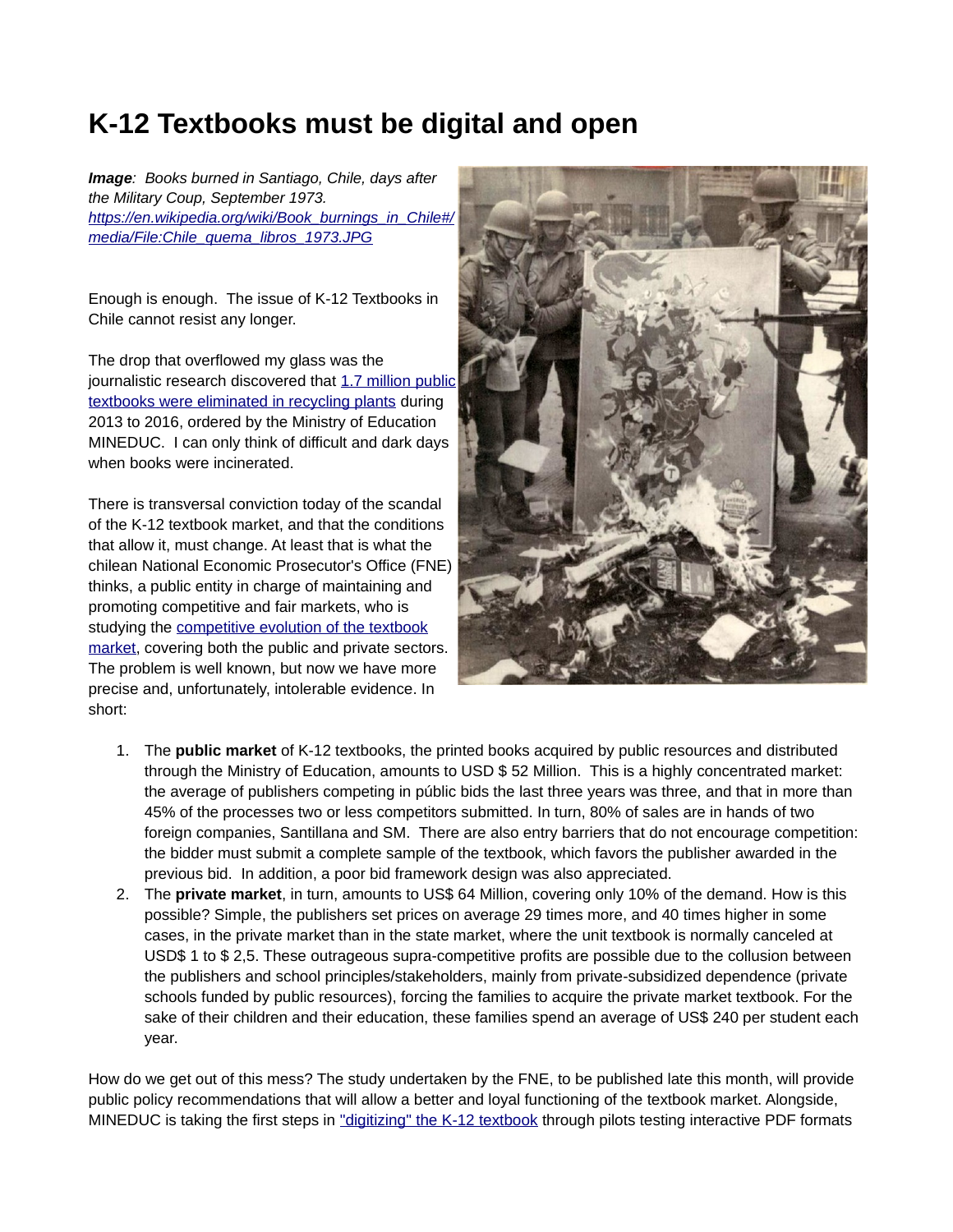# K-12 Textbooks must be digital and open

***Image****: Books burned in Santiago, Chile, days after the Military Coup, September 1973.* [*https://en.wikipedia.org/wiki/Book_burnings_in_Chile#/media/File:Chile_quema_libros_1973.JPG*](https://en.wikipedia.org/wiki/Book_burnings_in_Chile#/media/File:Chile_quema_libros_1973.JPG)

Enough is enough. The issue of K-12 Textbooks in Chile cannot resist any longer.

The drop that overflowed my glass was the journalistic research discovered that 1.7 million public textbooks were eliminated in recycling plants during 2013 to 2016, ordered by the Ministry of Education MINEDUC. I can only think of difficult and dark days when books were incinerated.

There is transversal conviction today of the scandal of the K-12 textbook market, and that the conditions that allow it, must change. At least that is what the chilean National Economic Prosecutor's Office (FNE) thinks, a public entity in charge of maintaining and promoting competitive and fair markets, who is studying the competitive evolution of the textbook market, covering both the public and private sectors. The problem is well known, but now we have more precise and, unfortunately, intolerable evidence. In short:

1. The **public market** of K-12 textbooks, the printed books acquired by public resources and distributed through the Ministry of Education, amounts to USD $ 52 Million. This is a highly concentrated market: the average of publishers competing in públic bids the last three years was three, and that in more than 45% of the processes two or less competitors submitted. In turn, 80% of sales are in hands of two foreign companies, Santillana and SM. There are also entry barriers that do not encourage competition: the bidder must submit a complete sample of the textbook, which favors the publisher awarded in the previous bid. In addition, a poor bid framework design was also appreciated.
2. The **private market**, in turn, amounts to US$ 64 Million, covering only 10% of the demand. How is this possible? Simple, the publishers set prices on average 29 times more, and 40 times higher in some cases, in the private market than in the state market, where the unit textbook is normally canceled at USD$ 1 to $ 2,5. These outrageous supra-competitive profits are possible due to the collusion between the publishers and school principles/stakeholders, mainly from private-subsidized dependence (private schools funded by public resources), forcing the families to acquire the private market textbook. For the sake of their children and their education, these families spend an average of US$ 240 per student each year.

How do we get out of this mess? The study undertaken by the FNE, to be published late this month, will provide public policy recommendations that will allow a better and loyal functioning of the textbook market. Alongside, MINEDUC is taking the first steps in "digitizing" the K-12 textbook through pilots testing interactive PDF formats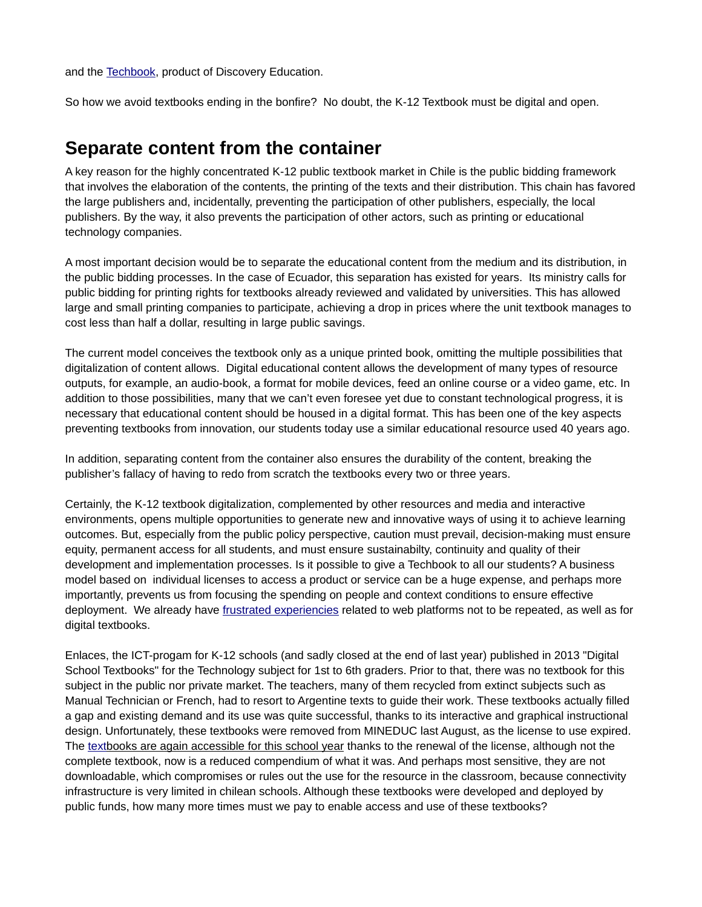and the Techbook, product of Discovery Education.

So how we avoid textbooks ending in the bonfire?  No doubt, the K-12 Textbook must be digital and open.

## Separate content from the container

A key reason for the highly concentrated K-12 public textbook market in Chile is the public bidding framework that involves the elaboration of the contents, the printing of the texts and their distribution. This chain has favored the large publishers and, incidentally, preventing the participation of other publishers, especially, the local publishers. By the way, it also prevents the participation of other actors, such as printing or educational technology companies.

A most important decision would be to separate the educational content from the medium and its distribution, in the public bidding processes. In the case of Ecuador, this separation has existed for years.  Its ministry calls for public bidding for printing rights for textbooks already reviewed and validated by universities. This has allowed large and small printing companies to participate, achieving a drop in prices where the unit textbook manages to cost less than half a dollar, resulting in large public savings.

The current model conceives the textbook only as a unique printed book, omitting the multiple possibilities that digitalization of content allows.  Digital educational content allows the development of many types of resource outputs, for example, an audio-book, a format for mobile devices, feed an online course or a video game, etc. In addition to those possibilities, many that we can't even foresee yet due to constant technological progress, it is necessary that educational content should be housed in a digital format. This has been one of the key aspects preventing textbooks from innovation, our students today use a similar educational resource used 40 years ago.

In addition, separating content from the container also ensures the durability of the content, breaking the publisher's fallacy of having to redo from scratch the textbooks every two or three years.

Certainly, the K-12 textbook digitalization, complemented by other resources and media and interactive environments, opens multiple opportunities to generate new and innovative ways of using it to achieve learning outcomes. But, especially from the public policy perspective, caution must prevail, decision-making must ensure equity, permanent access for all students, and must ensure sustainabilty, continuity and quality of their development and implementation processes. Is it possible to give a Techbook to all our students? A business model based on  individual licenses to access a product or service can be a huge expense, and perhaps more importantly, prevents us from focusing the spending on people and context conditions to ensure effective deployment.  We already have frustrated experiencies related to web platforms not to be repeated, as well as for digital textbooks.

Enlaces, the ICT-progam for K-12 schools (and sadly closed at the end of last year) published in 2013 "Digital School Textbooks" for the Technology subject for 1st to 6th graders. Prior to that, there was no textbook for this subject in the public nor private market. The teachers, many of them recycled from extinct subjects such as Manual Technician or French, had to resort to Argentine texts to guide their work. These textbooks actually filled a gap and existing demand and its use was quite successful, thanks to its interactive and graphical instructional design. Unfortunately, these textbooks were removed from MINEDUC last August, as the license to use expired. The textbooks are again accessible for this school year thanks to the renewal of the license, although not the complete textbook, now is a reduced compendium of what it was. And perhaps most sensitive, they are not downloadable, which compromises or rules out the use for the resource in the classroom, because connectivity infrastructure is very limited in chilean schools. Although these textbooks were developed and deployed by public funds, how many more times must we pay to enable access and use of these textbooks?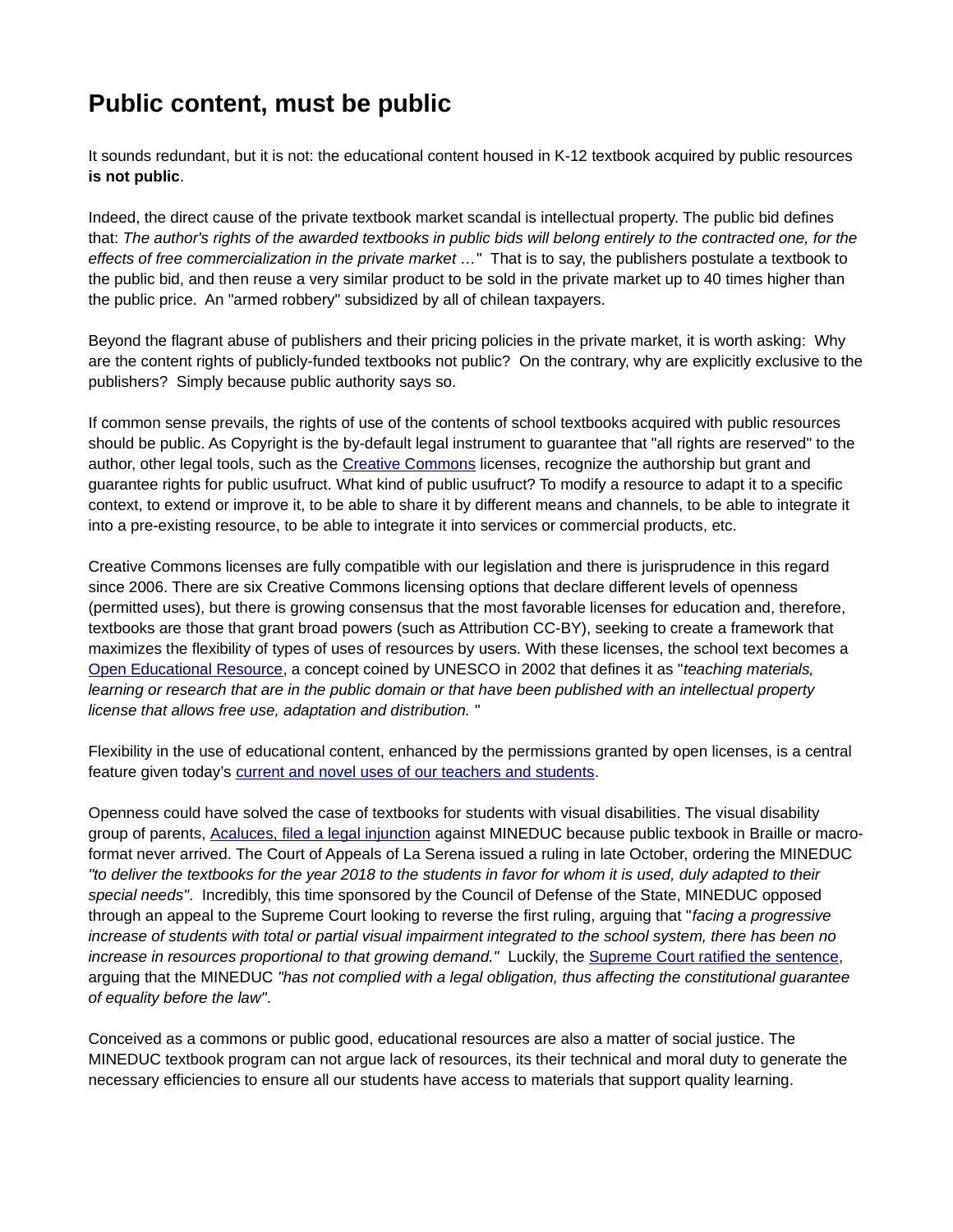# Public content, must be public

It sounds redundant, but it is not: the educational content housed in K-12 textbook acquired by public resources **is not public**.

Indeed, the direct cause of the private textbook market scandal is intellectual property. The public bid defines that: *The author's rights of the awarded textbooks in public bids will belong entirely to the contracted one, for the effects of free commercialization in the private market …*" That is to say, the publishers postulate a textbook to the public bid, and then reuse a very similar product to be sold in the private market up to 40 times higher than the public price. An "armed robbery" subsidized by all of chilean taxpayers.

Beyond the flagrant abuse of publishers and their pricing policies in the private market, it is worth asking: Why are the content rights of publicly-funded textbooks not public? On the contrary, why are explicitly exclusive to the publishers? Simply because public authority says so.

If common sense prevails, the rights of use of the contents of school textbooks acquired with public resources should be public. As Copyright is the by-default legal instrument to guarantee that "all rights are reserved" to the author, other legal tools, such as the Creative Commons licenses, recognize the authorship but grant and guarantee rights for public usufruct. What kind of public usufruct? To modify a resource to adapt it to a specific context, to extend or improve it, to be able to share it by different means and channels, to be able to integrate it into a pre-existing resource, to be able to integrate it into services or commercial products, etc.

Creative Commons licenses are fully compatible with our legislation and there is jurisprudence in this regard since 2006. There are six Creative Commons licensing options that declare different levels of openness (permitted uses), but there is growing consensus that the most favorable licenses for education and, therefore, textbooks are those that grant broad powers (such as Attribution CC-BY), seeking to create a framework that maximizes the flexibility of types of uses of resources by users. With these licenses, the school text becomes a Open Educational Resource, a concept coined by UNESCO in 2002 that defines it as "*teaching materials, learning or research that are in the public domain or that have been published with an intellectual property license that allows free use, adaptation and distribution.* "

Flexibility in the use of educational content, enhanced by the permissions granted by open licenses, is a central feature given today's current and novel uses of our teachers and students.

Openness could have solved the case of textbooks for students with visual disabilities. The visual disability group of parents, Acaluces, filed a legal injunction against MINEDUC because public texbook in Braille or macro-format never arrived. The Court of Appeals of La Serena issued a ruling in late October, ordering the MINEDUC *"to deliver the textbooks for the year 2018 to the students in favor for whom it is used, duly adapted to their special needs"*. Incredibly, this time sponsored by the Council of Defense of the State, MINEDUC opposed through an appeal to the Supreme Court looking to reverse the first ruling, arguing that "*facing a progressive increase of students with total or partial visual impairment integrated to the school system, there has been no increase in resources proportional to that growing demand."* Luckily, the Supreme Court ratified the sentence, arguing that the MINEDUC *"has not complied with a legal obligation, thus affecting the constitutional guarantee of equality before the law"*.

Conceived as a commons or public good, educational resources are also a matter of social justice. The MINEDUC textbook program can not argue lack of resources, its their technical and moral duty to generate the necessary efficiencies to ensure all our students have access to materials that support quality learning.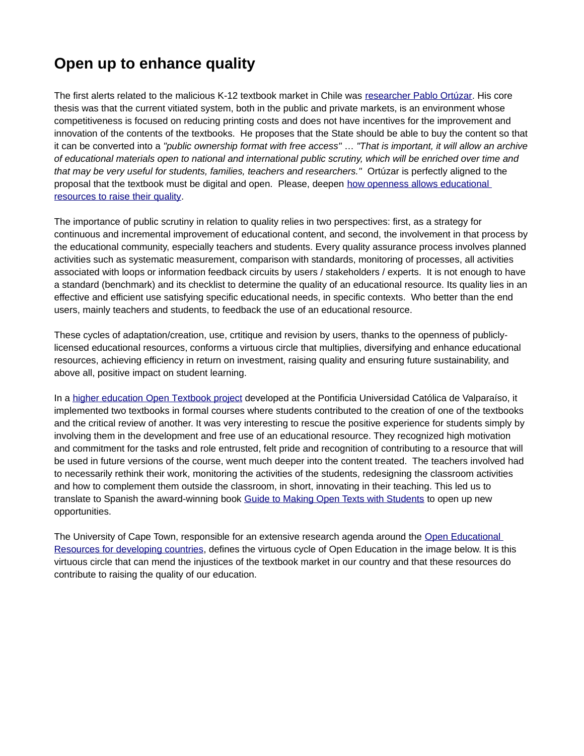## Open up to enhance quality

The first alerts related to the malicious K-12 textbook market in Chile was researcher Pablo Ortúzar. His core thesis was that the current vitiated system, both in the public and private markets, is an environment whose competitiveness is focused on reducing printing costs and does not have incentives for the improvement and innovation of the contents of the textbooks. He proposes that the State should be able to buy the content so that it can be converted into a *"public ownership format with free access"* … *"That is important, it will allow an archive of educational materials open to national and international public scrutiny, which will be enriched over time and that may be very useful for students, families, teachers and researchers."* Ortúzar is perfectly aligned to the proposal that the textbook must be digital and open. Please, deepen how openness allows educational resources to raise their quality.

The importance of public scrutiny in relation to quality relies in two perspectives: first, as a strategy for continuous and incremental improvement of educational content, and second, the involvement in that process by the educational community, especially teachers and students. Every quality assurance process involves planned activities such as systematic measurement, comparison with standards, monitoring of processes, all activities associated with loops or information feedback circuits by users / stakeholders / experts. It is not enough to have a standard (benchmark) and its checklist to determine the quality of an educational resource. Its quality lies in an effective and efficient use satisfying specific educational needs, in specific contexts. Who better than the end users, mainly teachers and students, to feedback the use of an educational resource.

These cycles of adaptation/creation, use, crtitique and revision by users, thanks to the openness of publicly-licensed educational resources, conforms a virtuous circle that multiplies, diversifying and enhance educational resources, achieving efficiency in return on investment, raising quality and ensuring future sustainability, and above all, positive impact on student learning.

In a higher education Open Textbook project developed at the Pontificia Universidad Católica de Valparaíso, it implemented two textbooks in formal courses where students contributed to the creation of one of the textbooks and the critical review of another. It was very interesting to rescue the positive experience for students simply by involving them in the development and free use of an educational resource. They recognized high motivation and commitment for the tasks and role entrusted, felt pride and recognition of contributing to a resource that will be used in future versions of the course, went much deeper into the content treated. The teachers involved had to necessarily rethink their work, monitoring the activities of the students, redesigning the classroom activities and how to complement them outside the classroom, in short, innovating in their teaching. This led us to translate to Spanish the award-winning book Guide to Making Open Texts with Students to open up new opportunities.

The University of Cape Town, responsible for an extensive research agenda around the Open Educational Resources for developing countries, defines the virtuous cycle of Open Education in the image below. It is this virtuous circle that can mend the injustices of the textbook market in our country and that these resources do contribute to raising the quality of our education.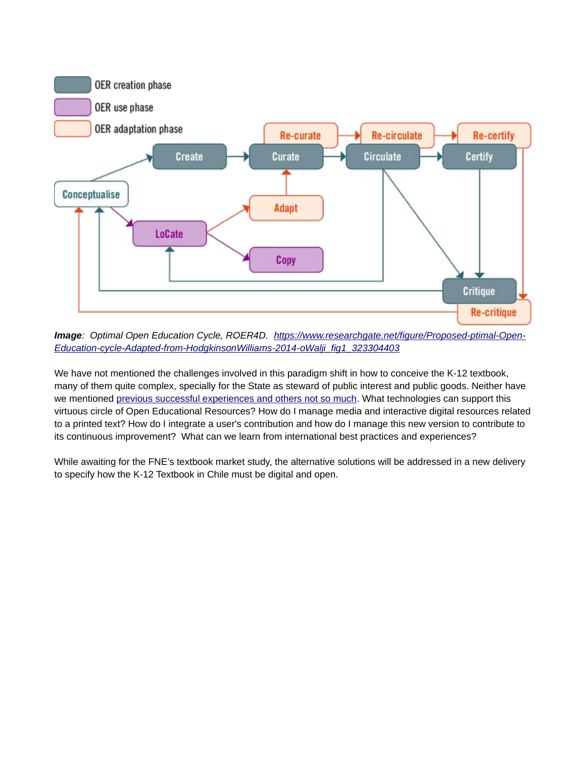OER creation phase
OER use phase
OER adaptation phase
Conceptualise
Create
Curate
Circulate
Certify
Re-curate
Re-circulate
Re-certify
LoCate
Adapt
Copy
Critique
Re-critique

***Image***: *Optimal Open Education Cycle, ROER4D. [https://www.researchgate.net/figure/Proposed-ptimal-Open-Education-cycle-Adapted-from-HodgkinsonWilliams-2014-oWalji_fig1_323304403](https://www.researchgate.net/figure/Proposed-ptimal-Open-Education-cycle-Adapted-from-HodgkinsonWilliams-2014-oWalji_fig1_323304403)*

We have not mentioned the challenges involved in this paradigm shift in how to conceive the K-12 textbook, many of them quite complex, specially for the State as steward of public interest and public goods. Neither have we mentioned previous successful experiences and others not so much. What technologies can support this virtuous circle of Open Educational Resources? How do I manage media and interactive digital resources related to a printed text? How do I integrate a user's contribution and how do I manage this new version to contribute to its continuous improvement? What can we learn from international best practices and experiences?

While awaiting for the FNE's textbook market study, the alternative solutions will be addressed in a new delivery to specify how the K-12 Textbook in Chile must be digital and open.